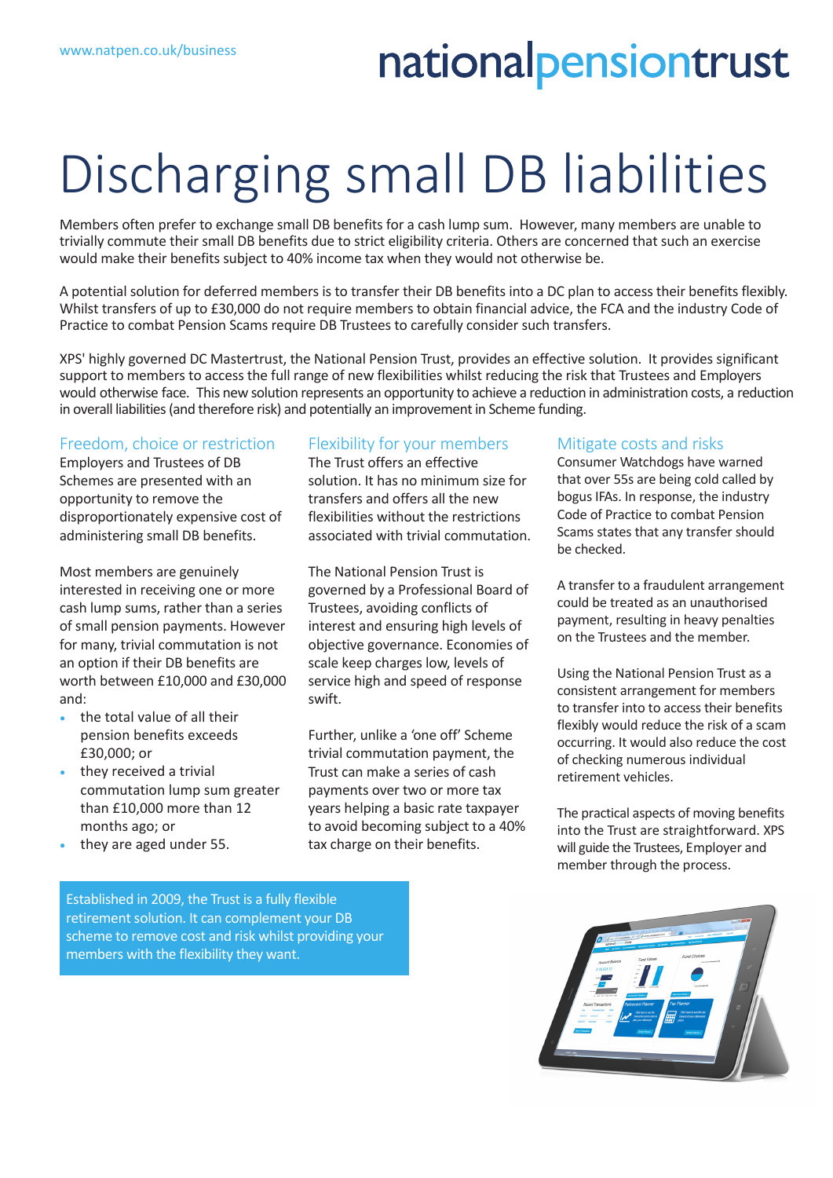# Discharging small DB liabilities

Members often prefer to exchange small DB benefits for a cash lump sum. However, many members are unable to trivially commute their small DB benefits due to strict eligibility criteria. Others are concerned that such an exercise would make their benefits subject to 40% income tax when they would not otherwise be.

A potential solution for deferred members is to transfer their DB benefits into a DC plan to access their benefits flexibly. Whilst transfers of up to £30,000 do not require members to obtain financial advice, the FCA and the industry Code of Practice to combat Pension Scams require DB Trustees to carefully consider such transfers.

XPS' highly governed DC Mastertrust, the National Pension Trust, provides an effective solution. It provides significant support to members to access the full range of new flexibilities whilst reducing the risk that Trustees and Employers would otherwise face. This new solution represents an opportunity to achieve a reduction in administration costs, a reduction in overall liabilities (and therefore risk) and potentially an improvement in Scheme funding.

## Freedom, choice or restriction

Employers and Trustees of DB Schemes are presented with an opportunity to remove the disproportionately expensive cost of administering small DB benefits.

Most members are genuinely interested in receiving one or more cash lump sums, rather than a series of small pension payments. However for many, trivial commutation is not an option if their DB benefits are worth between £10,000 and £30,000 and:

- the total value of all their pension benefits exceeds £30,000; or
- they received a trivial commutation lump sum greater than £10,000 more than 12 months ago; or
- they are aged under 55.

## Flexibility for your members

The Trust offers an effective solution. It has no minimum size for transfers and offers all the new flexibilities without the restrictions associated with trivial commutation.

The National Pension Trust is governed by a Professional Board of Trustees, avoiding conflicts of interest and ensuring high levels of objective governance. Economies of scale keep charges low, levels of service high and speed of response swift.

Further, unlike a 'one off' Scheme trivial commutation payment, the Trust can make a series of cash payments over two or more tax years helping a basic rate taxpayer to avoid becoming subject to a 40% tax charge on their benefits.

## Mitigate costs and risks

Consumer Watchdogs have warned that over 55s are being cold called by bogus IFAs. In response, the industry Code of Practice to combat Pension Scams states that any transfer should be checked.

A transfer to a fraudulent arrangement could be treated as an unauthorised payment, resulting in heavy penalties on the Trustees and the member.

Using the National Pension Trust as a consistent arrangement for members to transfer into to access their benefits flexibly would reduce the risk of a scam occurring. It would also reduce the cost of checking numerous individual retirement vehicles.

The practical aspects of moving benefits into the Trust are straightforward. XPS will guide the Trustees, Employer and member through the process.

Established in 2009, the Trust is a fully flexible retirement solution. It can complement your DB scheme to remove cost and risk whilst providing your members with the flexibility they want.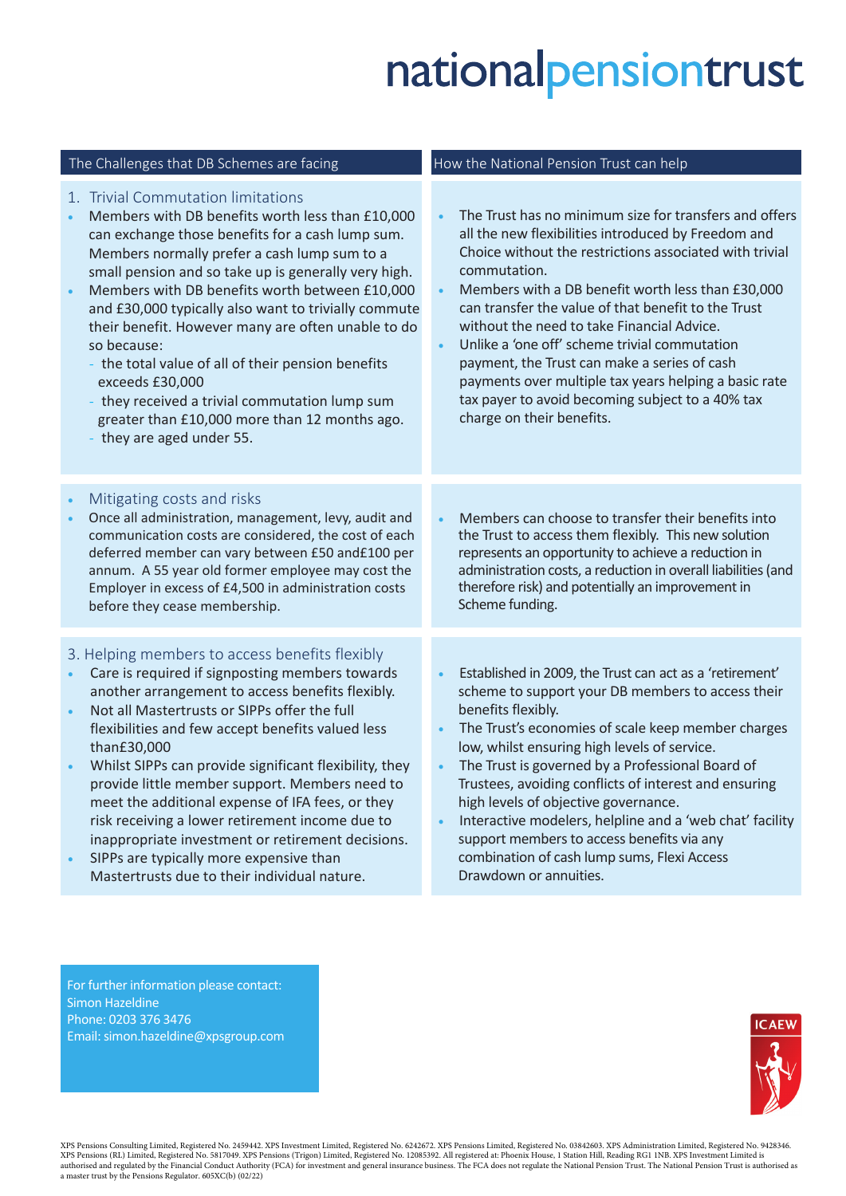# nationalpensiontrust

| The Challenges that DB Schemes are facing | How the National Pension Trust can help |
|---|---|
| **1. Trivial Commutation limitations**<br>• Members with DB benefits worth less than £10,000 can exchange those benefits for a cash lump sum. Members normally prefer a cash lump sum to a small pension and so take up is generally very high.<br>• Members with DB benefits worth between £10,000 and £30,000 typically also want to trivially commute their benefit. However many are often unable to do so because:<br>- the total value of all of their pension benefits exceeds £30,000<br>- they received a trivial commutation lump sum greater than £10,000 more than 12 months ago.<br>- they are aged under 55. | • The Trust has no minimum size for transfers and offers all the new flexibilities introduced by Freedom and Choice without the restrictions associated with trivial commutation.<br>• Members with a DB benefit worth less than £30,000 can transfer the value of that benefit to the Trust without the need to take Financial Advice.<br>• Unlike a 'one off' scheme trivial commutation payment, the Trust can make a series of cash payments over multiple tax years helping a basic rate tax payer to avoid becoming subject to a 40% tax charge on their benefits. |
| **• Mitigating costs and risks**<br>• Once all administration, management, levy, audit and communication costs are considered, the cost of each deferred member can vary between £50 and£100 per annum. A 55 year old former employee may cost the Employer in excess of £4,500 in administration costs before they cease membership. | • Members can choose to transfer their benefits into the Trust to access them flexibly. This new solution represents an opportunity to achieve a reduction in administration costs, a reduction in overall liabilities (and therefore risk) and potentially an improvement in Scheme funding. |
| **3. Helping members to access benefits flexibly**<br>• Care is required if signposting members towards another arrangement to access benefits flexibly.<br>• Not all Mastertrusts or SIPPs offer the full flexibilities and few accept benefits valued less than£30,000<br>• Whilst SIPPs can provide significant flexibility, they provide little member support. Members need to meet the additional expense of IFA fees, or they risk receiving a lower retirement income due to inappropriate investment or retirement decisions.<br>• SIPPs are typically more expensive than Mastertrusts due to their individual nature. | • Established in 2009, the Trust can act as a 'retirement' scheme to support your DB members to access their benefits flexibly.<br>• The Trust's economies of scale keep member charges low, whilst ensuring high levels of service.<br>• The Trust is governed by a Professional Board of Trustees, avoiding conflicts of interest and ensuring high levels of objective governance.<br>• Interactive modelers, helpline and a 'web chat' facility support members to access benefits via any combination of cash lump sums, Flexi Access Drawdown or annuities. |

For further information please contact:
Simon Hazeldine
Phone: 0203 376 3476
Email: simon.hazeldine@xpsgroup.com

ICAEW

XPS Pensions Consulting Limited, Registered No. 2459442. XPS Investment Limited, Registered No. 6242672. XPS Pensions Limited, Registered No. 03842603. XPS Administration Limited, Registered No. 9428346. XPS Pensions (RL) Limited, Registered No. 5817049. XPS Pensions (Trigon) Limited, Registered No. 12085392. All registered at: Phoenix House, 1 Station Hill, Reading RG1 1NB. XPS Investment Limited is authorised and regulated by the Financial Conduct Authority (FCA) for investment and general insurance business. The FCA does not regulate the National Pension Trust. The National Pension Trust is authorised as a master trust by the Pensions Regulator. 605XC(b) (02/22)